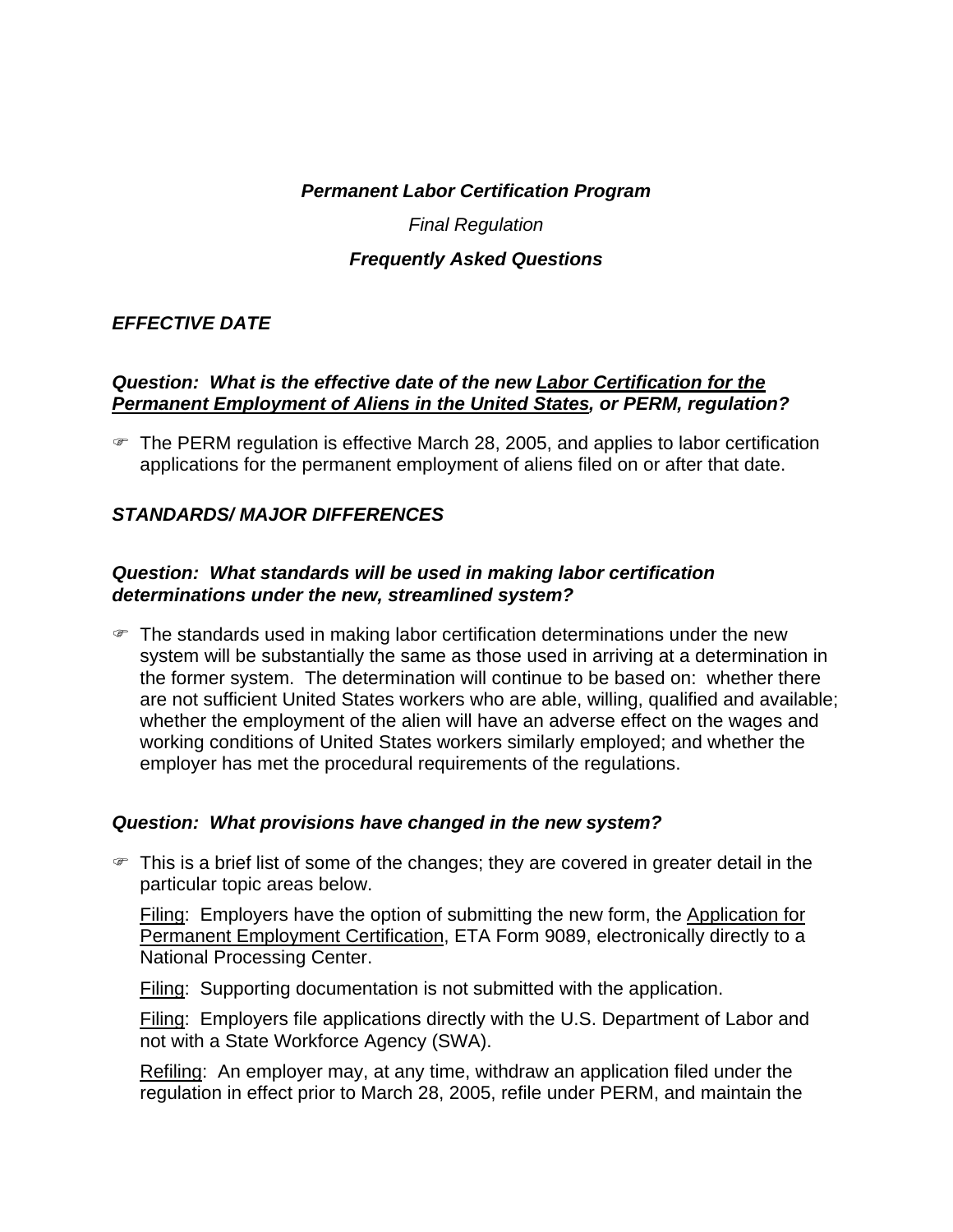***Permanent Labor Certification Program***

*Final Regulation*

***Frequently Asked Questions***

## *EFFECTIVE DATE*

***Question: What is the effective date of the new Labor Certification for the Permanent Employment of Aliens in the United States, or PERM, regulation?***

- The PERM regulation is effective March 28, 2005, and applies to labor certification applications for the permanent employment of aliens filed on or after that date.

## *STANDARDS/ MAJOR DIFFERENCES*

***Question: What standards will be used in making labor certification determinations under the new, streamlined system?***

- The standards used in making labor certification determinations under the new system will be substantially the same as those used in arriving at a determination in the former system. The determination will continue to be based on: whether there are not sufficient United States workers who are able, willing, qualified and available; whether the employment of the alien will have an adverse effect on the wages and working conditions of United States workers similarly employed; and whether the employer has met the procedural requirements of the regulations.

***Question: What provisions have changed in the new system?***

- This is a brief list of some of the changes; they are covered in greater detail in the particular topic areas below.

  Filing: Employers have the option of submitting the new form, the Application for Permanent Employment Certification, ETA Form 9089, electronically directly to a National Processing Center.

  Filing: Supporting documentation is not submitted with the application.

  Filing: Employers file applications directly with the U.S. Department of Labor and not with a State Workforce Agency (SWA).

  Refiling: An employer may, at any time, withdraw an application filed under the regulation in effect prior to March 28, 2005, refile under PERM, and maintain the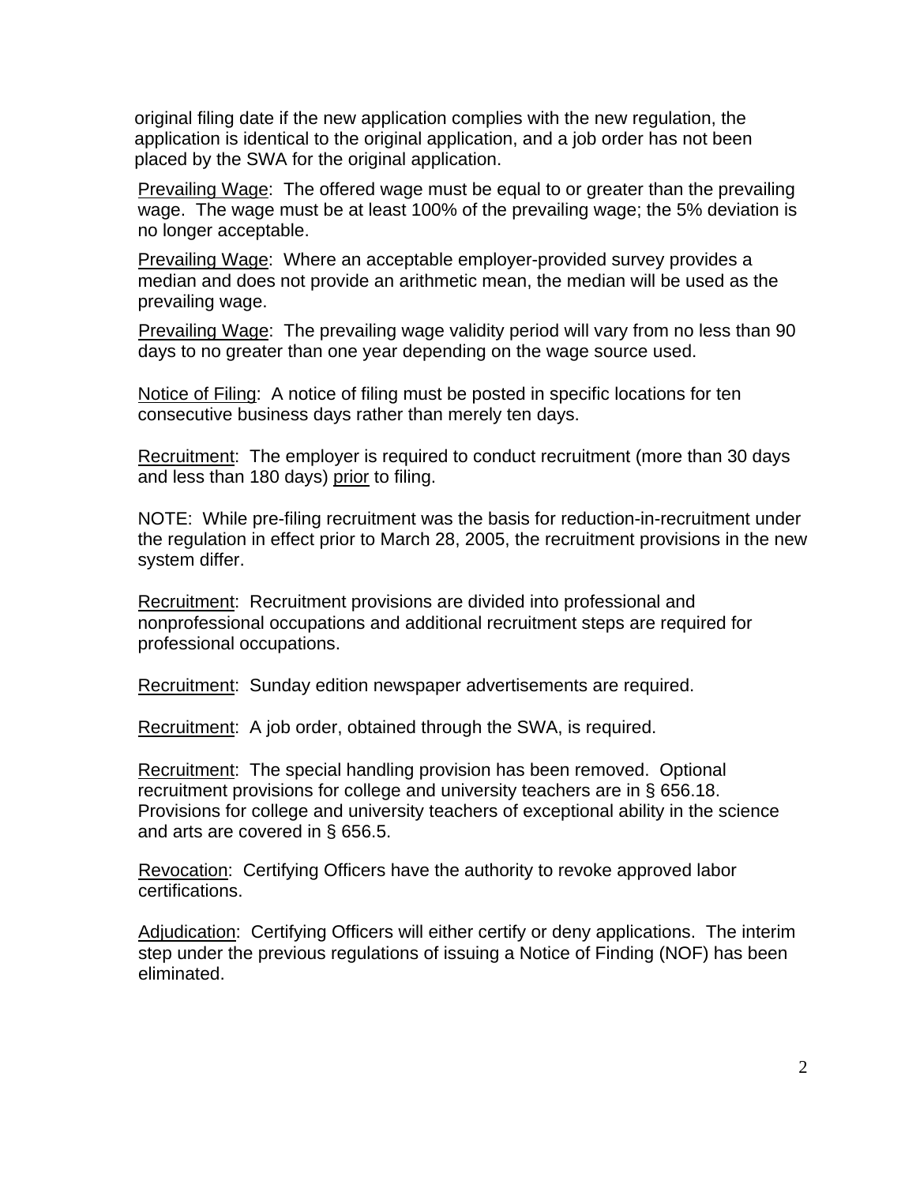original filing date if the new application complies with the new regulation, the application is identical to the original application, and a job order has not been placed by the SWA for the original application.

<u>Prevailing Wage</u>: The offered wage must be equal to or greater than the prevailing wage. The wage must be at least 100% of the prevailing wage; the 5% deviation is no longer acceptable.

<u>Prevailing Wage</u>: Where an acceptable employer-provided survey provides a median and does not provide an arithmetic mean, the median will be used as the prevailing wage.

<u>Prevailing Wage</u>: The prevailing wage validity period will vary from no less than 90 days to no greater than one year depending on the wage source used.

<u>Notice of Filing</u>: A notice of filing must be posted in specific locations for ten consecutive business days rather than merely ten days.

<u>Recruitment</u>: The employer is required to conduct recruitment (more than 30 days and less than 180 days) <u>prior</u> to filing.

NOTE: While pre-filing recruitment was the basis for reduction-in-recruitment under the regulation in effect prior to March 28, 2005, the recruitment provisions in the new system differ.

<u>Recruitment</u>: Recruitment provisions are divided into professional and nonprofessional occupations and additional recruitment steps are required for professional occupations.

<u>Recruitment</u>: Sunday edition newspaper advertisements are required.

<u>Recruitment</u>: A job order, obtained through the SWA, is required.

<u>Recruitment</u>: The special handling provision has been removed. Optional recruitment provisions for college and university teachers are in § 656.18. Provisions for college and university teachers of exceptional ability in the science and arts are covered in § 656.5.

<u>Revocation</u>: Certifying Officers have the authority to revoke approved labor certifications.

<u>Adjudication</u>: Certifying Officers will either certify or deny applications. The interim step under the previous regulations of issuing a Notice of Finding (NOF) has been eliminated.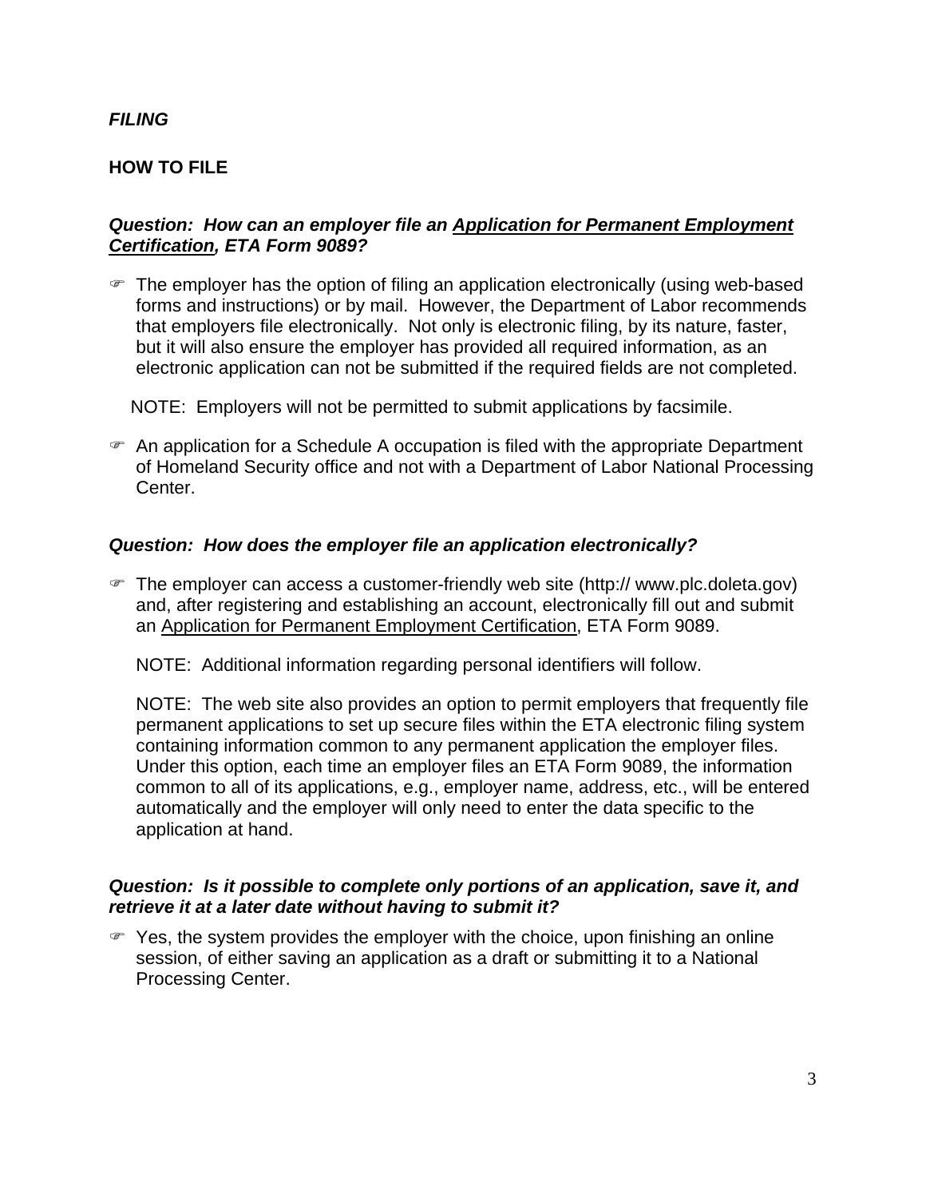***FILING***

**HOW TO FILE**

***Question: How can an employer file an <u>Application for Permanent Employment Certification</u>, ETA Form 9089?***

- The employer has the option of filing an application electronically (using web-based forms and instructions) or by mail. However, the Department of Labor recommends that employers file electronically. Not only is electronic filing, by its nature, faster, but it will also ensure the employer has provided all required information, as an electronic application can not be submitted if the required fields are not completed.

  NOTE: Employers will not be permitted to submit applications by facsimile.

- An application for a Schedule A occupation is filed with the appropriate Department of Homeland Security office and not with a Department of Labor National Processing Center.

***Question: How does the employer file an application electronically?***

- The employer can access a customer-friendly web site (http:// www.plc.doleta.gov) and, after registering and establishing an account, electronically fill out and submit an <u>Application for Permanent Employment Certification</u>, ETA Form 9089.

  NOTE: Additional information regarding personal identifiers will follow.

  NOTE: The web site also provides an option to permit employers that frequently file permanent applications to set up secure files within the ETA electronic filing system containing information common to any permanent application the employer files. Under this option, each time an employer files an ETA Form 9089, the information common to all of its applications, e.g., employer name, address, etc., will be entered automatically and the employer will only need to enter the data specific to the application at hand.

***Question: Is it possible to complete only portions of an application, save it, and retrieve it at a later date without having to submit it?***

- Yes, the system provides the employer with the choice, upon finishing an online session, of either saving an application as a draft or submitting it to a National Processing Center.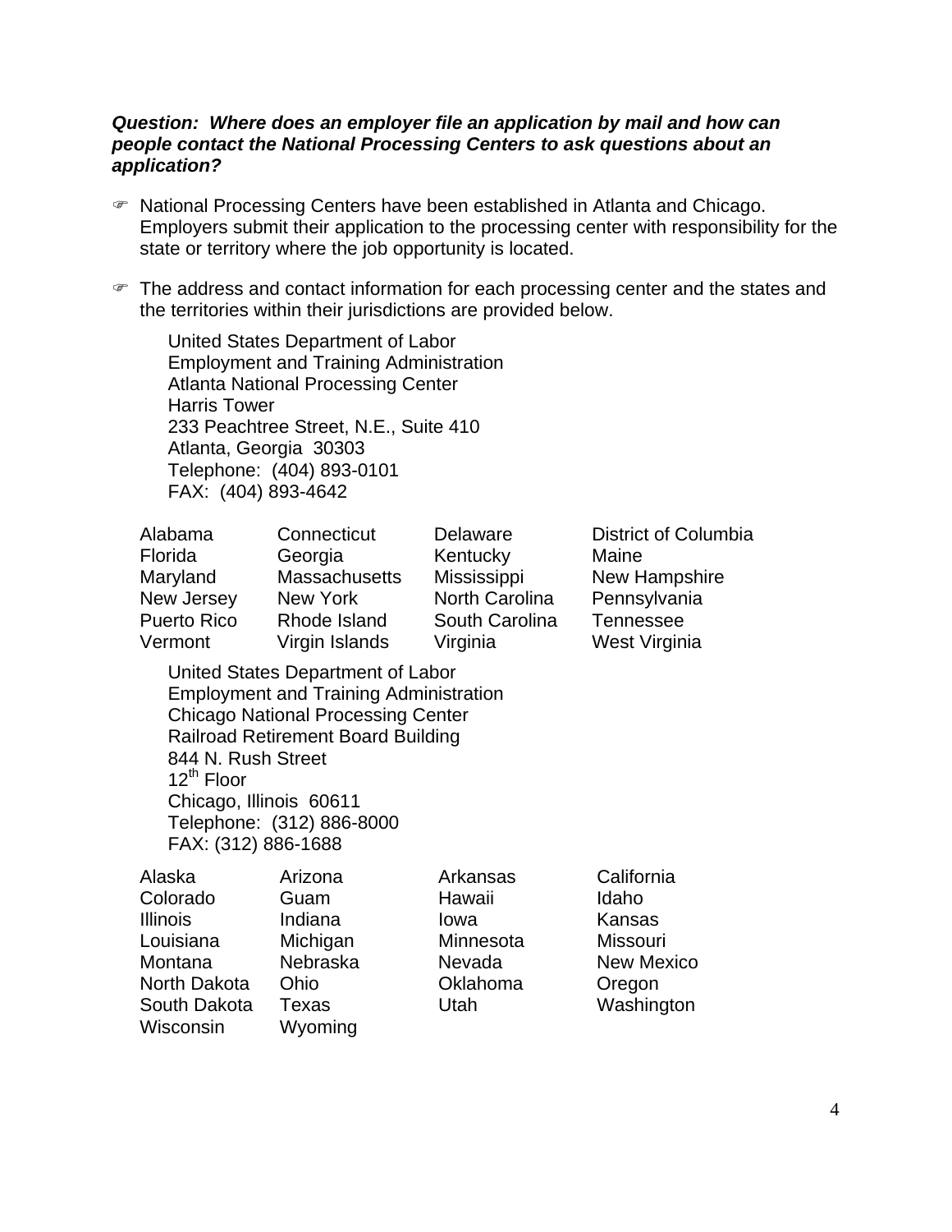***Question: Where does an employer file an application by mail and how can people contact the National Processing Centers to ask questions about an application?***

- National Processing Centers have been established in Atlanta and Chicago. Employers submit their application to the processing center with responsibility for the state or territory where the job opportunity is located.

- The address and contact information for each processing center and the states and the territories within their jurisdictions are provided below.

  United States Department of Labor
  Employment and Training Administration
  Atlanta National Processing Center
  Harris Tower
  233 Peachtree Street, N.E., Suite 410
  Atlanta, Georgia 30303
  Telephone: (404) 893-0101
  FAX: (404) 893-4642

| | | | |
|---|---|---|---|
| Alabama | Connecticut | Delaware | District of Columbia |
| Florida | Georgia | Kentucky | Maine |
| Maryland | Massachusetts | Mississippi | New Hampshire |
| New Jersey | New York | North Carolina | Pennsylvania |
| Puerto Rico | Rhode Island | South Carolina | Tennessee |
| Vermont | Virgin Islands | Virginia | West Virginia |

  United States Department of Labor
  Employment and Training Administration
  Chicago National Processing Center
  Railroad Retirement Board Building
  844 N. Rush Street
  12th Floor
  Chicago, Illinois 60611
  Telephone: (312) 886-8000
  FAX: (312) 886-1688

| | | | |
|---|---|---|---|
| Alaska | Arizona | Arkansas | California |
| Colorado | Guam | Hawaii | Idaho |
| Illinois | Indiana | Iowa | Kansas |
| Louisiana | Michigan | Minnesota | Missouri |
| Montana | Nebraska | Nevada | New Mexico |
| North Dakota | Ohio | Oklahoma | Oregon |
| South Dakota | Texas | Utah | Washington |
| Wisconsin | Wyoming | | |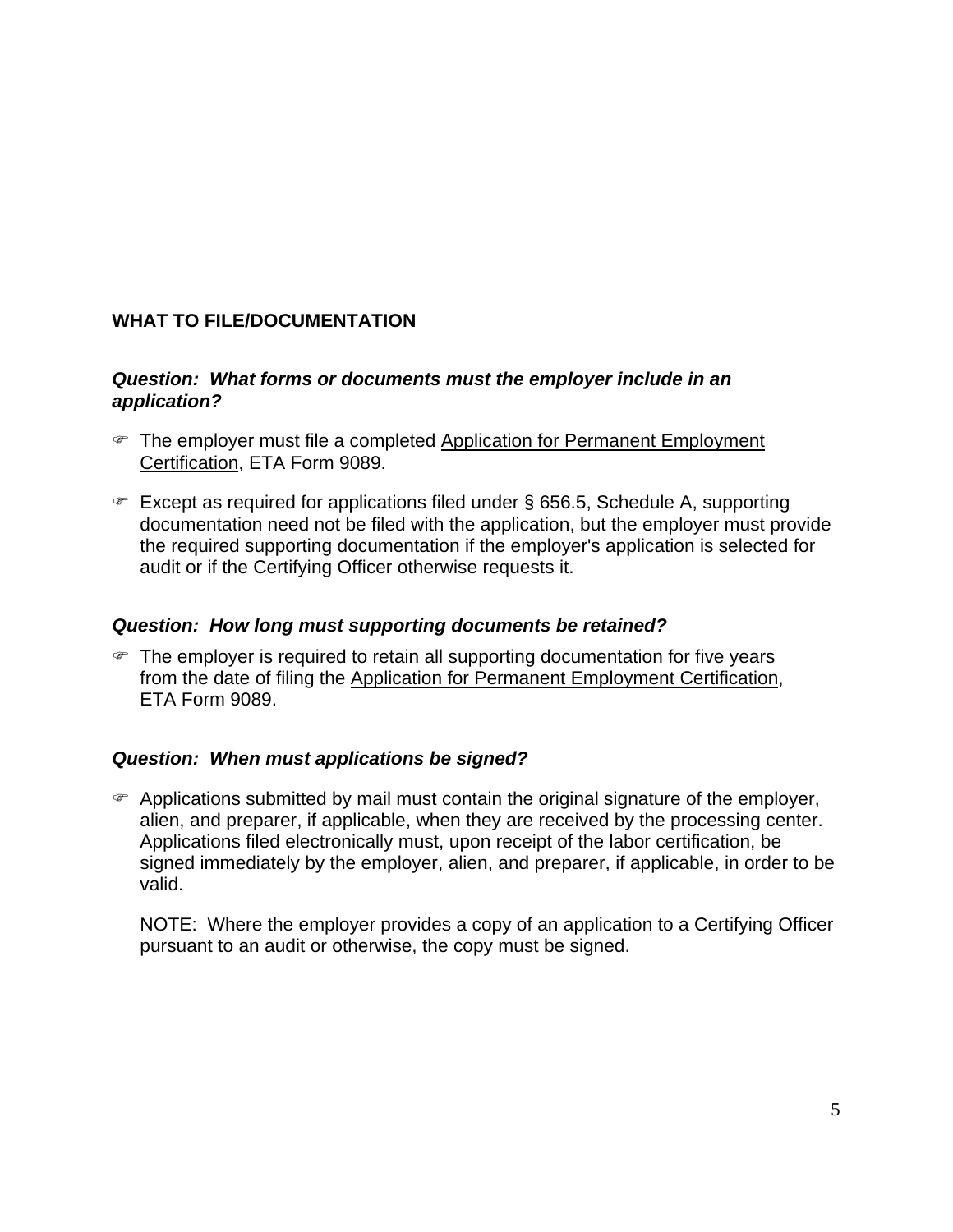## WHAT TO FILE/DOCUMENTATION

***Question: What forms or documents must the employer include in an application?***

- The employer must file a completed Application for Permanent Employment Certification, ETA Form 9089.
- Except as required for applications filed under § 656.5, Schedule A, supporting documentation need not be filed with the application, but the employer must provide the required supporting documentation if the employer's application is selected for audit or if the Certifying Officer otherwise requests it.

***Question: How long must supporting documents be retained?***

- The employer is required to retain all supporting documentation for five years from the date of filing the Application for Permanent Employment Certification, ETA Form 9089.

***Question: When must applications be signed?***

- Applications submitted by mail must contain the original signature of the employer, alien, and preparer, if applicable, when they are received by the processing center. Applications filed electronically must, upon receipt of the labor certification, be signed immediately by the employer, alien, and preparer, if applicable, in order to be valid.

  NOTE: Where the employer provides a copy of an application to a Certifying Officer pursuant to an audit or otherwise, the copy must be signed.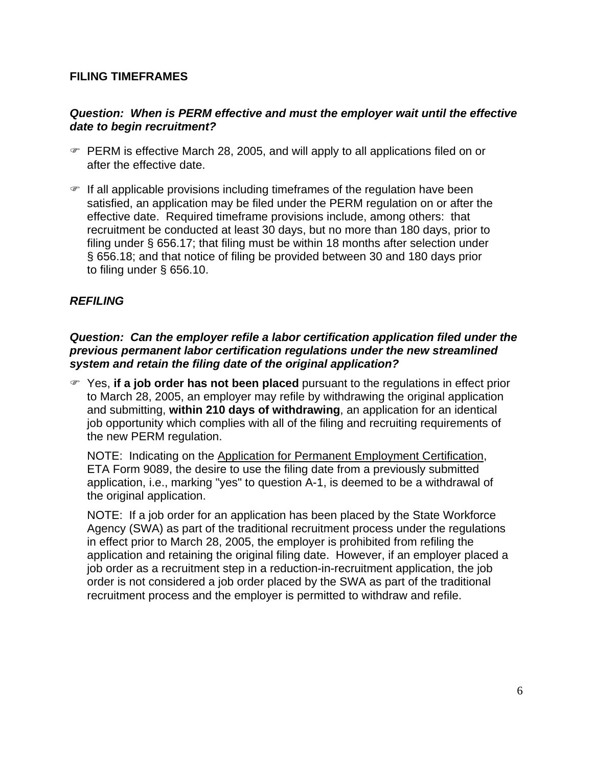## FILING TIMEFRAMES

***Question: When is PERM effective and must the employer wait until the effective date to begin recruitment?***

- PERM is effective March 28, 2005, and will apply to all applications filed on or after the effective date.
- If all applicable provisions including timeframes of the regulation have been satisfied, an application may be filed under the PERM regulation on or after the effective date. Required timeframe provisions include, among others: that recruitment be conducted at least 30 days, but no more than 180 days, prior to filing under § 656.17; that filing must be within 18 months after selection under § 656.18; and that notice of filing be provided between 30 and 180 days prior to filing under § 656.10.

## *REFILING*

***Question: Can the employer refile a labor certification application filed under the previous permanent labor certification regulations under the new streamlined system and retain the filing date of the original application?***

- Yes, **if a job order has not been placed** pursuant to the regulations in effect prior to March 28, 2005, an employer may refile by withdrawing the original application and submitting, **within 210 days of withdrawing**, an application for an identical job opportunity which complies with all of the filing and recruiting requirements of the new PERM regulation.

  NOTE: Indicating on the <u>Application for Permanent Employment Certification</u>, ETA Form 9089, the desire to use the filing date from a previously submitted application, i.e., marking "yes" to question A-1, is deemed to be a withdrawal of the original application.

  NOTE: If a job order for an application has been placed by the State Workforce Agency (SWA) as part of the traditional recruitment process under the regulations in effect prior to March 28, 2005, the employer is prohibited from refiling the application and retaining the original filing date. However, if an employer placed a job order as a recruitment step in a reduction-in-recruitment application, the job order is not considered a job order placed by the SWA as part of the traditional recruitment process and the employer is permitted to withdraw and refile.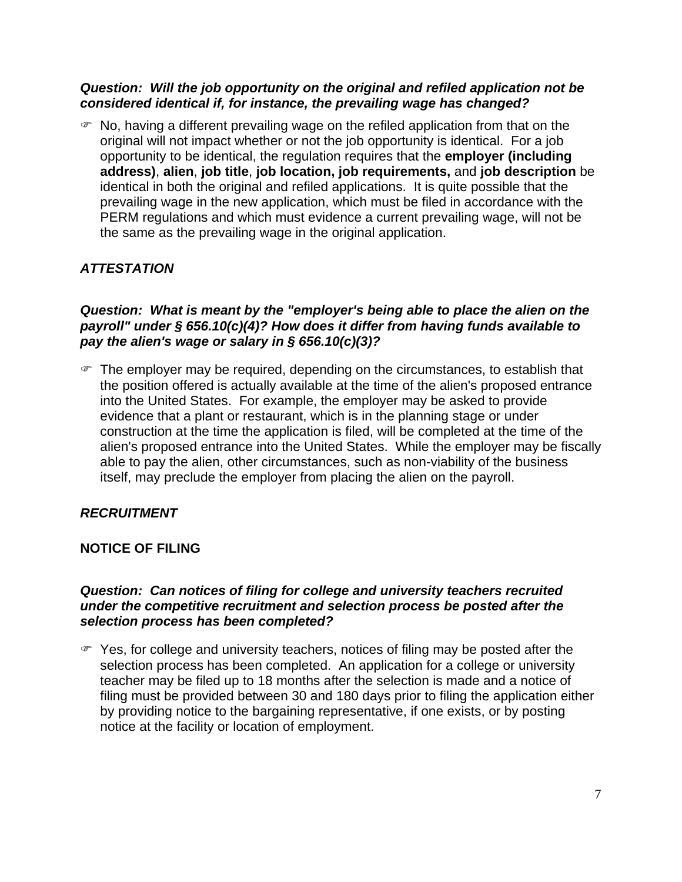***Question: Will the job opportunity on the original and refiled application not be considered identical if, for instance, the prevailing wage has changed?***

- No, having a different prevailing wage on the refiled application from that on the original will not impact whether or not the job opportunity is identical. For a job opportunity to be identical, the regulation requires that the **employer (including address)**, **alien**, **job title**, **job location, job requirements,** and **job description** be identical in both the original and refiled applications. It is quite possible that the prevailing wage in the new application, which must be filed in accordance with the PERM regulations and which must evidence a current prevailing wage, will not be the same as the prevailing wage in the original application.

***ATTESTATION***

***Question: What is meant by the "employer's being able to place the alien on the payroll" under § 656.10(c)(4)? How does it differ from having funds available to pay the alien's wage or salary in § 656.10(c)(3)?***

- The employer may be required, depending on the circumstances, to establish that the position offered is actually available at the time of the alien's proposed entrance into the United States. For example, the employer may be asked to provide evidence that a plant or restaurant, which is in the planning stage or under construction at the time the application is filed, will be completed at the time of the alien's proposed entrance into the United States. While the employer may be fiscally able to pay the alien, other circumstances, such as non-viability of the business itself, may preclude the employer from placing the alien on the payroll.

***RECRUITMENT***

**NOTICE OF FILING**

***Question: Can notices of filing for college and university teachers recruited under the competitive recruitment and selection process be posted after the selection process has been completed?***

- Yes, for college and university teachers, notices of filing may be posted after the selection process has been completed. An application for a college or university teacher may be filed up to 18 months after the selection is made and a notice of filing must be provided between 30 and 180 days prior to filing the application either by providing notice to the bargaining representative, if one exists, or by posting notice at the facility or location of employment.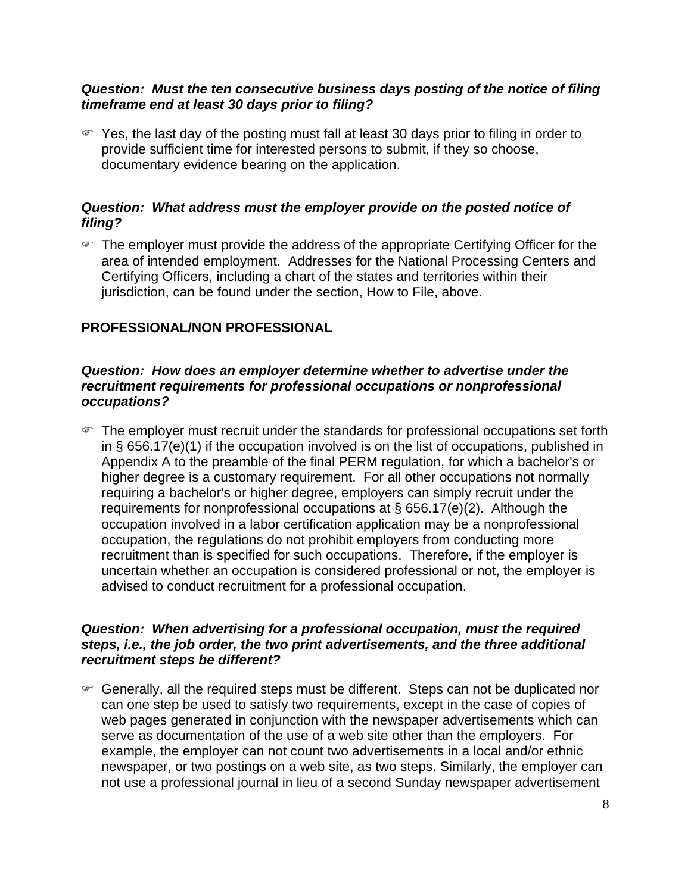***Question: Must the ten consecutive business days posting of the notice of filing timeframe end at least 30 days prior to filing?***

- ☞ Yes, the last day of the posting must fall at least 30 days prior to filing in order to provide sufficient time for interested persons to submit, if they so choose, documentary evidence bearing on the application.

***Question: What address must the employer provide on the posted notice of filing?***

- ☞ The employer must provide the address of the appropriate Certifying Officer for the area of intended employment. Addresses for the National Processing Centers and Certifying Officers, including a chart of the states and territories within their jurisdiction, can be found under the section, How to File, above.

**PROFESSIONAL/NON PROFESSIONAL**

***Question: How does an employer determine whether to advertise under the recruitment requirements for professional occupations or nonprofessional occupations?***

- ☞ The employer must recruit under the standards for professional occupations set forth in § 656.17(e)(1) if the occupation involved is on the list of occupations, published in Appendix A to the preamble of the final PERM regulation, for which a bachelor's or higher degree is a customary requirement. For all other occupations not normally requiring a bachelor's or higher degree, employers can simply recruit under the requirements for nonprofessional occupations at § 656.17(e)(2). Although the occupation involved in a labor certification application may be a nonprofessional occupation, the regulations do not prohibit employers from conducting more recruitment than is specified for such occupations. Therefore, if the employer is uncertain whether an occupation is considered professional or not, the employer is advised to conduct recruitment for a professional occupation.

***Question: When advertising for a professional occupation, must the required steps, i.e., the job order, the two print advertisements, and the three additional recruitment steps be different?***

- ☞ Generally, all the required steps must be different. Steps can not be duplicated nor can one step be used to satisfy two requirements, except in the case of copies of web pages generated in conjunction with the newspaper advertisements which can serve as documentation of the use of a web site other than the employers. For example, the employer can not count two advertisements in a local and/or ethnic newspaper, or two postings on a web site, as two steps. Similarly, the employer can not use a professional journal in lieu of a second Sunday newspaper advertisement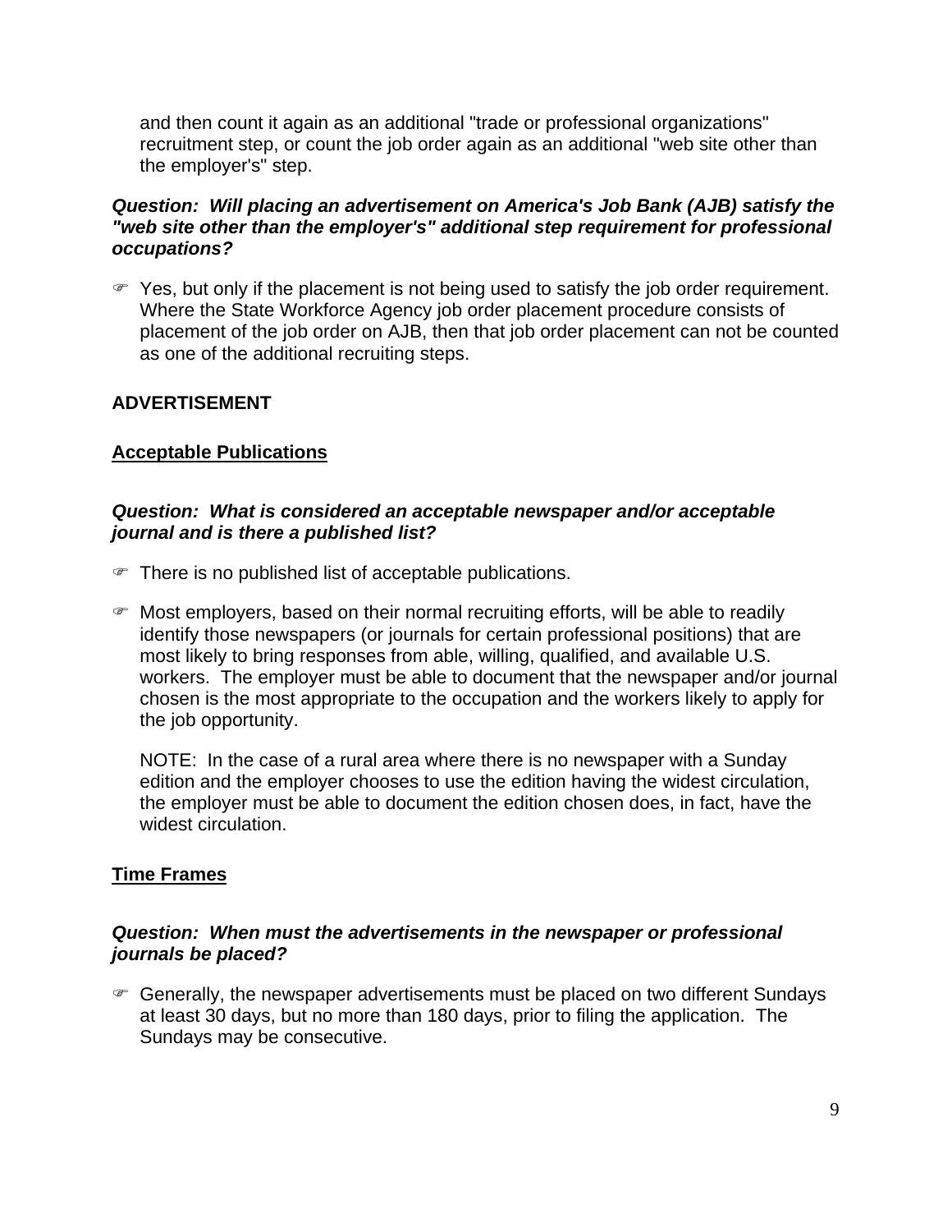and then count it again as an additional "trade or professional organizations" recruitment step, or count the job order again as an additional "web site other than the employer's" step.

***Question: Will placing an advertisement on America's Job Bank (AJB) satisfy the "web site other than the employer's" additional step requirement for professional occupations?***

☞ Yes, but only if the placement is not being used to satisfy the job order requirement. Where the State Workforce Agency job order placement procedure consists of placement of the job order on AJB, then that job order placement can not be counted as one of the additional recruiting steps.

**ADVERTISEMENT**

**Acceptable Publications**

***Question: What is considered an acceptable newspaper and/or acceptable journal and is there a published list?***

☞ There is no published list of acceptable publications.

☞ Most employers, based on their normal recruiting efforts, will be able to readily identify those newspapers (or journals for certain professional positions) that are most likely to bring responses from able, willing, qualified, and available U.S. workers. The employer must be able to document that the newspaper and/or journal chosen is the most appropriate to the occupation and the workers likely to apply for the job opportunity.

   NOTE: In the case of a rural area where there is no newspaper with a Sunday edition and the employer chooses to use the edition having the widest circulation, the employer must be able to document the edition chosen does, in fact, have the widest circulation.

**Time Frames**

***Question: When must the advertisements in the newspaper or professional journals be placed?***

☞ Generally, the newspaper advertisements must be placed on two different Sundays at least 30 days, but no more than 180 days, prior to filing the application. The Sundays may be consecutive.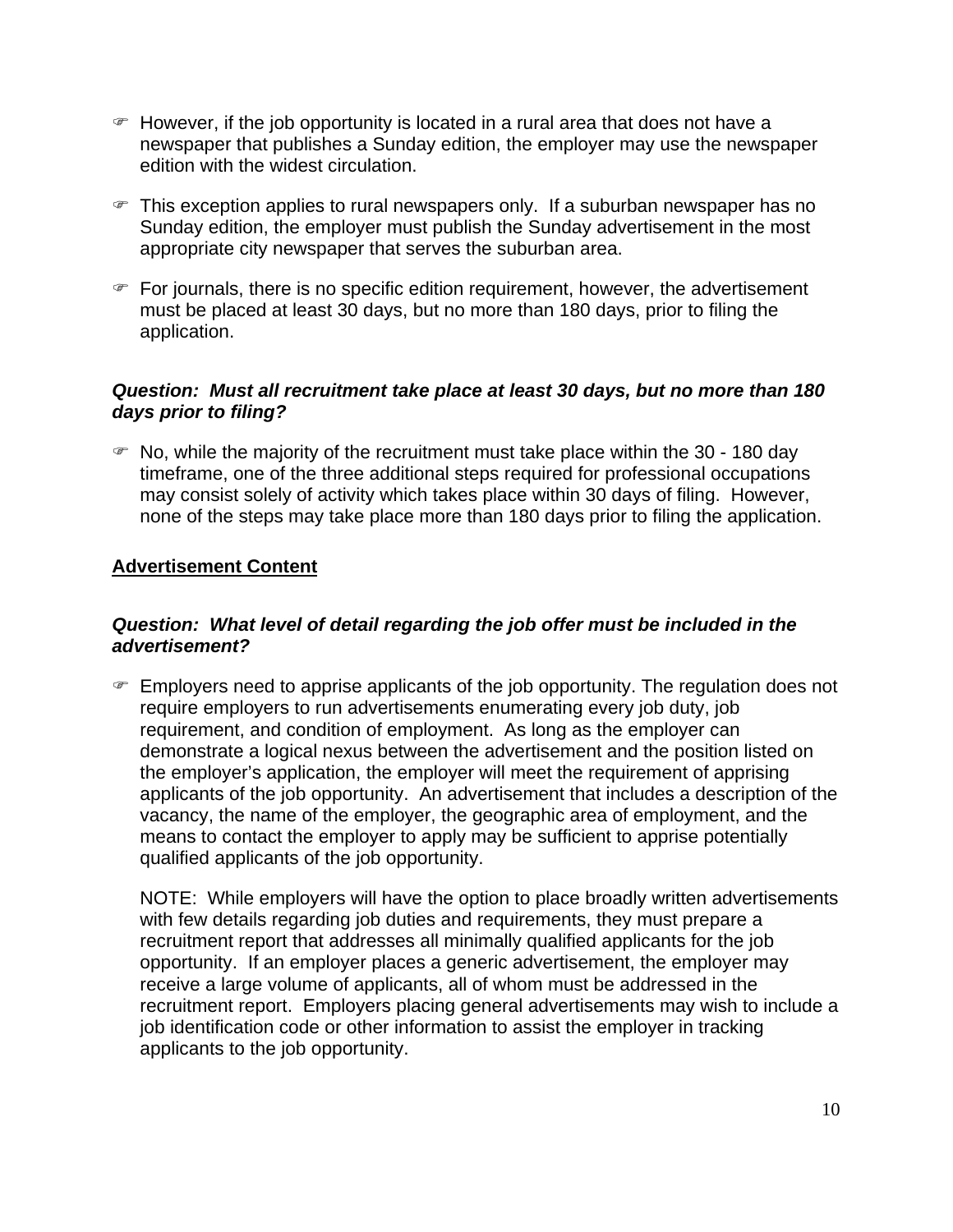- However, if the job opportunity is located in a rural area that does not have a newspaper that publishes a Sunday edition, the employer may use the newspaper edition with the widest circulation.

- This exception applies to rural newspapers only. If a suburban newspaper has no Sunday edition, the employer must publish the Sunday advertisement in the most appropriate city newspaper that serves the suburban area.

- For journals, there is no specific edition requirement, however, the advertisement must be placed at least 30 days, but no more than 180 days, prior to filing the application.

***Question: Must all recruitment take place at least 30 days, but no more than 180 days prior to filing?***

- No, while the majority of the recruitment must take place within the 30 - 180 day timeframe, one of the three additional steps required for professional occupations may consist solely of activity which takes place within 30 days of filing. However, none of the steps may take place more than 180 days prior to filing the application.

## Advertisement Content

***Question: What level of detail regarding the job offer must be included in the advertisement?***

- Employers need to apprise applicants of the job opportunity. The regulation does not require employers to run advertisements enumerating every job duty, job requirement, and condition of employment. As long as the employer can demonstrate a logical nexus between the advertisement and the position listed on the employer's application, the employer will meet the requirement of apprising applicants of the job opportunity. An advertisement that includes a description of the vacancy, the name of the employer, the geographic area of employment, and the means to contact the employer to apply may be sufficient to apprise potentially qualified applicants of the job opportunity.

  NOTE: While employers will have the option to place broadly written advertisements with few details regarding job duties and requirements, they must prepare a recruitment report that addresses all minimally qualified applicants for the job opportunity. If an employer places a generic advertisement, the employer may receive a large volume of applicants, all of whom must be addressed in the recruitment report. Employers placing general advertisements may wish to include a job identification code or other information to assist the employer in tracking applicants to the job opportunity.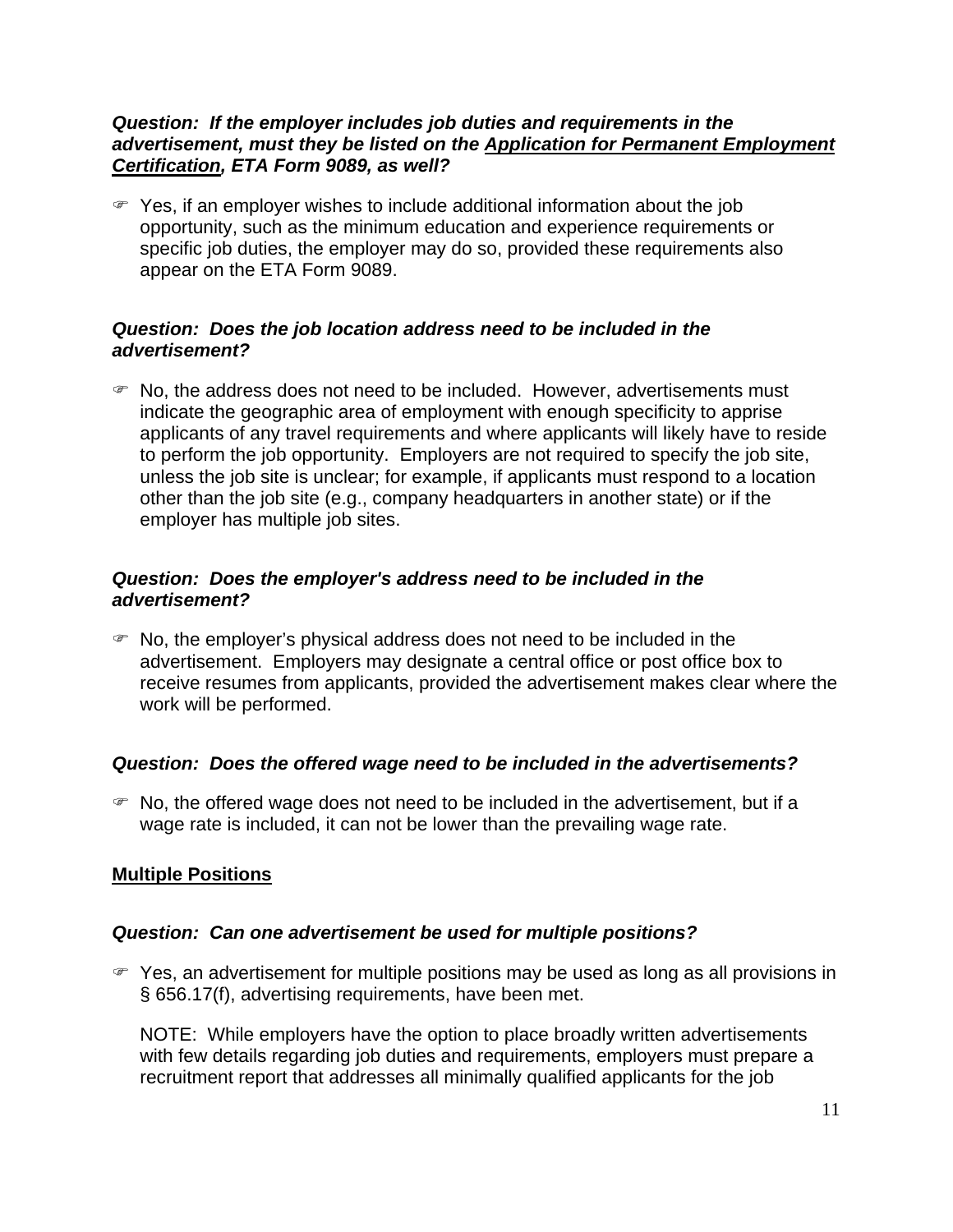***Question: If the employer includes job duties and requirements in the advertisement, must they be listed on the <u>Application for Permanent Employment Certification</u>, ETA Form 9089, as well?***

☞ Yes, if an employer wishes to include additional information about the job opportunity, such as the minimum education and experience requirements or specific job duties, the employer may do so, provided these requirements also appear on the ETA Form 9089.

***Question: Does the job location address need to be included in the advertisement?***

☞ No, the address does not need to be included. However, advertisements must indicate the geographic area of employment with enough specificity to apprise applicants of any travel requirements and where applicants will likely have to reside to perform the job opportunity. Employers are not required to specify the job site, unless the job site is unclear; for example, if applicants must respond to a location other than the job site (e.g., company headquarters in another state) or if the employer has multiple job sites.

***Question: Does the employer's address need to be included in the advertisement?***

☞ No, the employer's physical address does not need to be included in the advertisement. Employers may designate a central office or post office box to receive resumes from applicants, provided the advertisement makes clear where the work will be performed.

***Question: Does the offered wage need to be included in the advertisements?***

☞ No, the offered wage does not need to be included in the advertisement, but if a wage rate is included, it can not be lower than the prevailing wage rate.

## Multiple Positions

***Question: Can one advertisement be used for multiple positions?***

☞ Yes, an advertisement for multiple positions may be used as long as all provisions in § 656.17(f), advertising requirements, have been met.

NOTE: While employers have the option to place broadly written advertisements with few details regarding job duties and requirements, employers must prepare a recruitment report that addresses all minimally qualified applicants for the job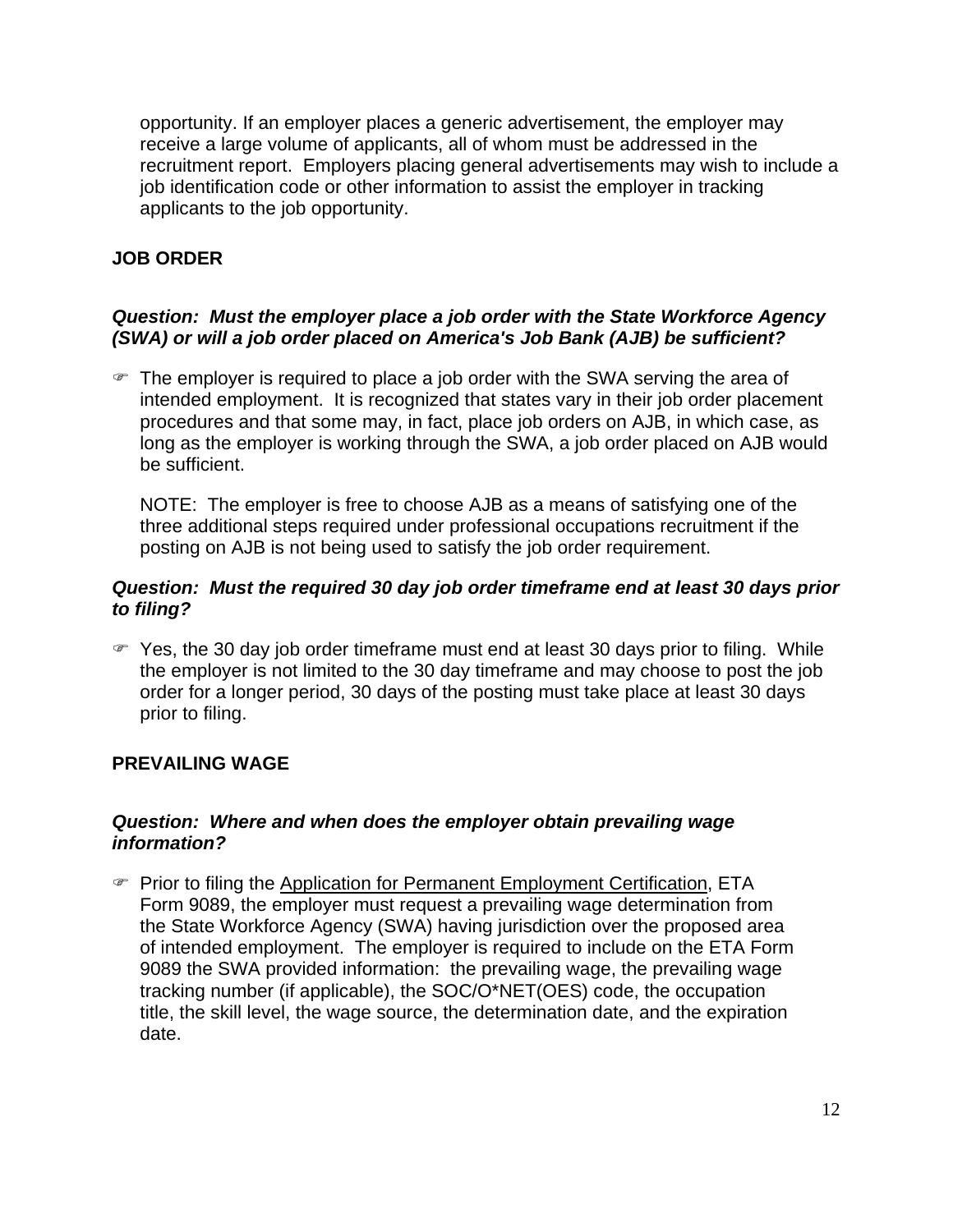opportunity. If an employer places a generic advertisement, the employer may receive a large volume of applicants, all of whom must be addressed in the recruitment report. Employers placing general advertisements may wish to include a job identification code or other information to assist the employer in tracking applicants to the job opportunity.

## JOB ORDER

***Question: Must the employer place a job order with the State Workforce Agency (SWA) or will a job order placed on America's Job Bank (AJB) be sufficient?***

- The employer is required to place a job order with the SWA serving the area of intended employment. It is recognized that states vary in their job order placement procedures and that some may, in fact, place job orders on AJB, in which case, as long as the employer is working through the SWA, a job order placed on AJB would be sufficient.

  NOTE: The employer is free to choose AJB as a means of satisfying one of the three additional steps required under professional occupations recruitment if the posting on AJB is not being used to satisfy the job order requirement.

***Question: Must the required 30 day job order timeframe end at least 30 days prior to filing?***

- Yes, the 30 day job order timeframe must end at least 30 days prior to filing. While the employer is not limited to the 30 day timeframe and may choose to post the job order for a longer period, 30 days of the posting must take place at least 30 days prior to filing.

## PREVAILING WAGE

***Question: Where and when does the employer obtain prevailing wage information?***

- Prior to filing the Application for Permanent Employment Certification, ETA Form 9089, the employer must request a prevailing wage determination from the State Workforce Agency (SWA) having jurisdiction over the proposed area of intended employment. The employer is required to include on the ETA Form 9089 the SWA provided information: the prevailing wage, the prevailing wage tracking number (if applicable), the SOC/O*NET(OES) code, the occupation title, the skill level, the wage source, the determination date, and the expiration date.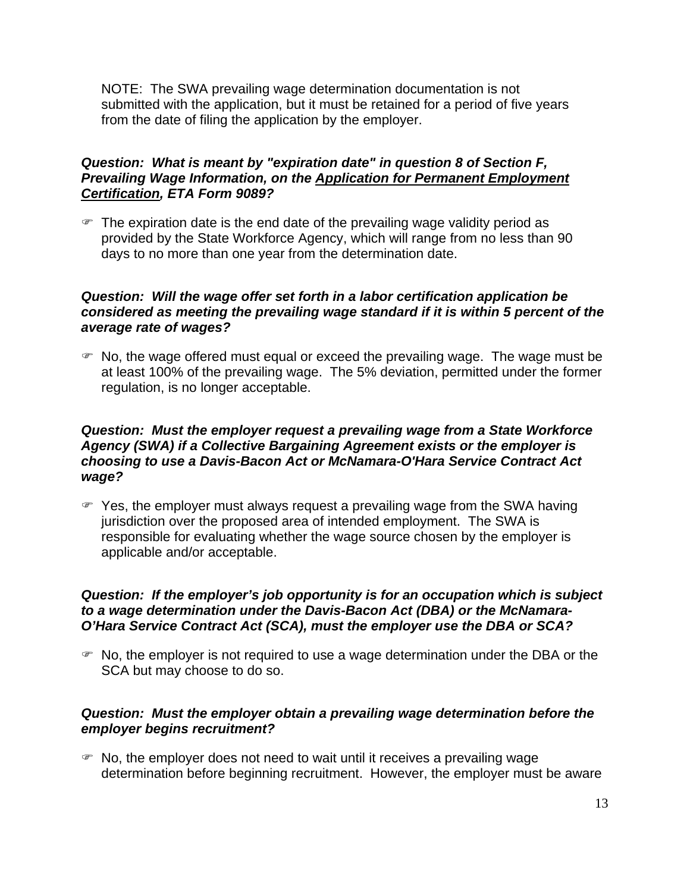NOTE: The SWA prevailing wage determination documentation is not submitted with the application, but it must be retained for a period of five years from the date of filing the application by the employer.

***Question: What is meant by "expiration date" in question 8 of Section F, Prevailing Wage Information, on the <u>Application for Permanent Employment Certification</u>, ETA Form 9089?***

- ☞ The expiration date is the end date of the prevailing wage validity period as provided by the State Workforce Agency, which will range from no less than 90 days to no more than one year from the determination date.

***Question: Will the wage offer set forth in a labor certification application be considered as meeting the prevailing wage standard if it is within 5 percent of the average rate of wages?***

- ☞ No, the wage offered must equal or exceed the prevailing wage. The wage must be at least 100% of the prevailing wage. The 5% deviation, permitted under the former regulation, is no longer acceptable.

***Question: Must the employer request a prevailing wage from a State Workforce Agency (SWA) if a Collective Bargaining Agreement exists or the employer is choosing to use a Davis-Bacon Act or McNamara-O'Hara Service Contract Act wage?***

- ☞ Yes, the employer must always request a prevailing wage from the SWA having jurisdiction over the proposed area of intended employment. The SWA is responsible for evaluating whether the wage source chosen by the employer is applicable and/or acceptable.

***Question: If the employer's job opportunity is for an occupation which is subject to a wage determination under the Davis-Bacon Act (DBA) or the McNamara-O'Hara Service Contract Act (SCA), must the employer use the DBA or SCA?***

- ☞ No, the employer is not required to use a wage determination under the DBA or the SCA but may choose to do so.

***Question: Must the employer obtain a prevailing wage determination before the employer begins recruitment?***

- ☞ No, the employer does not need to wait until it receives a prevailing wage determination before beginning recruitment. However, the employer must be aware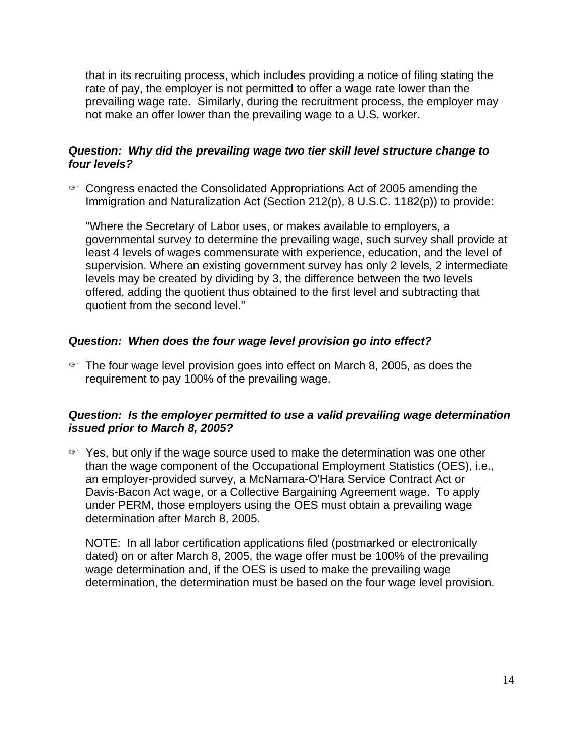that in its recruiting process, which includes providing a notice of filing stating the rate of pay, the employer is not permitted to offer a wage rate lower than the prevailing wage rate. Similarly, during the recruitment process, the employer may not make an offer lower than the prevailing wage to a U.S. worker.

***Question: Why did the prevailing wage two tier skill level structure change to four levels?***

- Congress enacted the Consolidated Appropriations Act of 2005 amending the Immigration and Naturalization Act (Section 212(p), 8 U.S.C. 1182(p)) to provide:

  "Where the Secretary of Labor uses, or makes available to employers, a governmental survey to determine the prevailing wage, such survey shall provide at least 4 levels of wages commensurate with experience, education, and the level of supervision. Where an existing government survey has only 2 levels, 2 intermediate levels may be created by dividing by 3, the difference between the two levels offered, adding the quotient thus obtained to the first level and subtracting that quotient from the second level."

***Question: When does the four wage level provision go into effect?***

- The four wage level provision goes into effect on March 8, 2005, as does the requirement to pay 100% of the prevailing wage.

***Question: Is the employer permitted to use a valid prevailing wage determination issued prior to March 8, 2005?***

- Yes, but only if the wage source used to make the determination was one other than the wage component of the Occupational Employment Statistics (OES), i.e., an employer-provided survey, a McNamara-O'Hara Service Contract Act or Davis-Bacon Act wage, or a Collective Bargaining Agreement wage. To apply under PERM, those employers using the OES must obtain a prevailing wage determination after March 8, 2005.

  NOTE: In all labor certification applications filed (postmarked or electronically dated) on or after March 8, 2005, the wage offer must be 100% of the prevailing wage determination and, if the OES is used to make the prevailing wage determination, the determination must be based on the four wage level provision.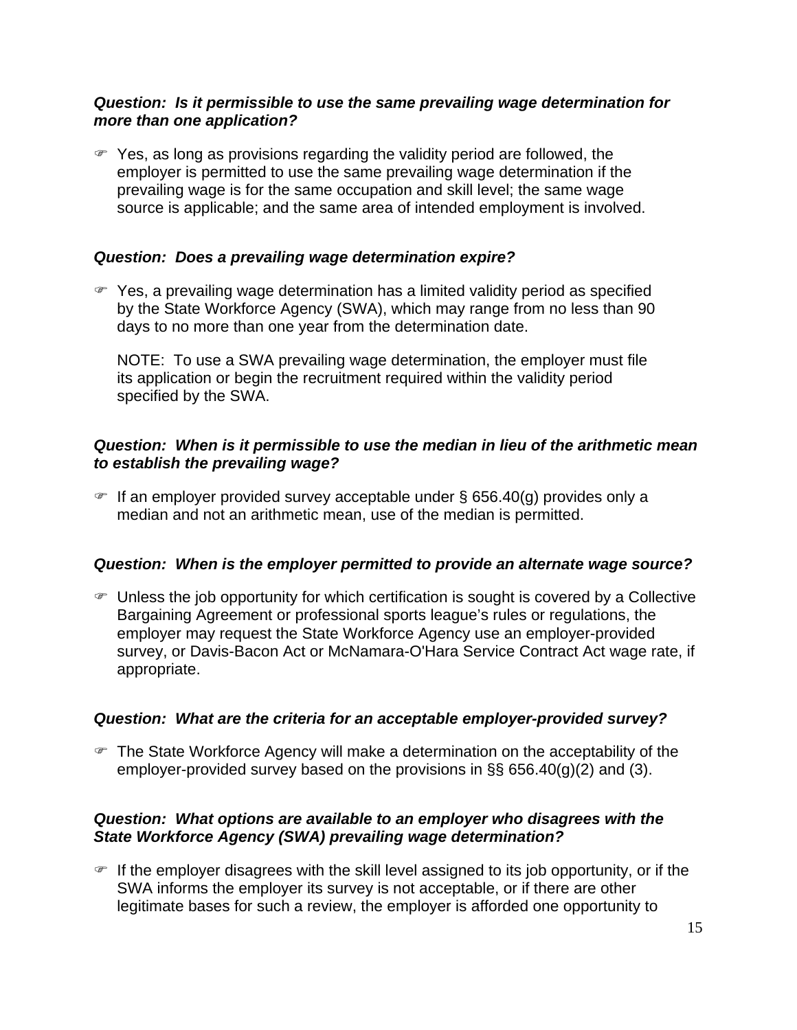***Question: Is it permissible to use the same prevailing wage determination for more than one application?***

☞ Yes, as long as provisions regarding the validity period are followed, the employer is permitted to use the same prevailing wage determination if the prevailing wage is for the same occupation and skill level; the same wage source is applicable; and the same area of intended employment is involved.

***Question: Does a prevailing wage determination expire?***

☞ Yes, a prevailing wage determination has a limited validity period as specified by the State Workforce Agency (SWA), which may range from no less than 90 days to no more than one year from the determination date.

NOTE: To use a SWA prevailing wage determination, the employer must file its application or begin the recruitment required within the validity period specified by the SWA.

***Question: When is it permissible to use the median in lieu of the arithmetic mean to establish the prevailing wage?***

☞ If an employer provided survey acceptable under § 656.40(g) provides only a median and not an arithmetic mean, use of the median is permitted.

***Question: When is the employer permitted to provide an alternate wage source?***

☞ Unless the job opportunity for which certification is sought is covered by a Collective Bargaining Agreement or professional sports league's rules or regulations, the employer may request the State Workforce Agency use an employer-provided survey, or Davis-Bacon Act or McNamara-O'Hara Service Contract Act wage rate, if appropriate.

***Question: What are the criteria for an acceptable employer-provided survey?***

☞ The State Workforce Agency will make a determination on the acceptability of the employer-provided survey based on the provisions in §§ 656.40(g)(2) and (3).

***Question: What options are available to an employer who disagrees with the State Workforce Agency (SWA) prevailing wage determination?***

☞ If the employer disagrees with the skill level assigned to its job opportunity, or if the SWA informs the employer its survey is not acceptable, or if there are other legitimate bases for such a review, the employer is afforded one opportunity to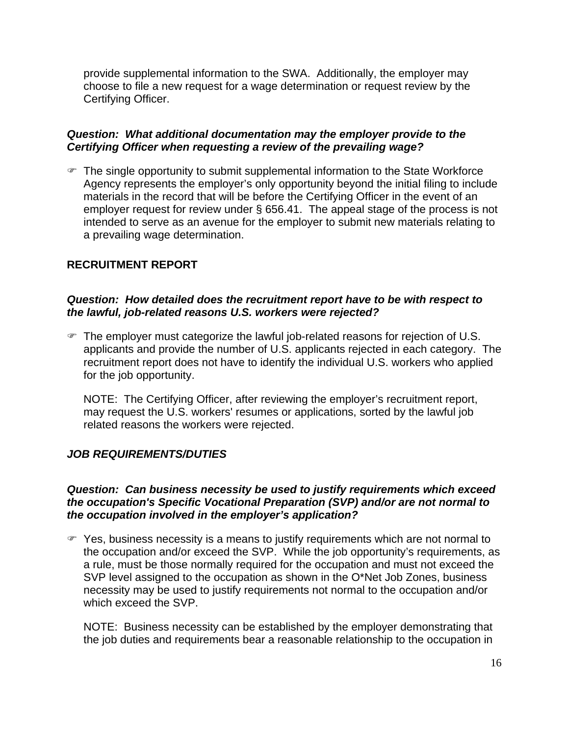provide supplemental information to the SWA. Additionally, the employer may choose to file a new request for a wage determination or request review by the Certifying Officer.

***Question: What additional documentation may the employer provide to the Certifying Officer when requesting a review of the prevailing wage?***

☞ The single opportunity to submit supplemental information to the State Workforce Agency represents the employer's only opportunity beyond the initial filing to include materials in the record that will be before the Certifying Officer in the event of an employer request for review under § 656.41. The appeal stage of the process is not intended to serve as an avenue for the employer to submit new materials relating to a prevailing wage determination.

**RECRUITMENT REPORT**

***Question: How detailed does the recruitment report have to be with respect to the lawful, job-related reasons U.S. workers were rejected?***

☞ The employer must categorize the lawful job-related reasons for rejection of U.S. applicants and provide the number of U.S. applicants rejected in each category. The recruitment report does not have to identify the individual U.S. workers who applied for the job opportunity.

NOTE: The Certifying Officer, after reviewing the employer's recruitment report, may request the U.S. workers' resumes or applications, sorted by the lawful job related reasons the workers were rejected.

***JOB REQUIREMENTS/DUTIES***

***Question: Can business necessity be used to justify requirements which exceed the occupation's Specific Vocational Preparation (SVP) and/or are not normal to the occupation involved in the employer's application?***

☞ Yes, business necessity is a means to justify requirements which are not normal to the occupation and/or exceed the SVP. While the job opportunity's requirements, as a rule, must be those normally required for the occupation and must not exceed the SVP level assigned to the occupation as shown in the O*Net Job Zones, business necessity may be used to justify requirements not normal to the occupation and/or which exceed the SVP.

NOTE: Business necessity can be established by the employer demonstrating that the job duties and requirements bear a reasonable relationship to the occupation in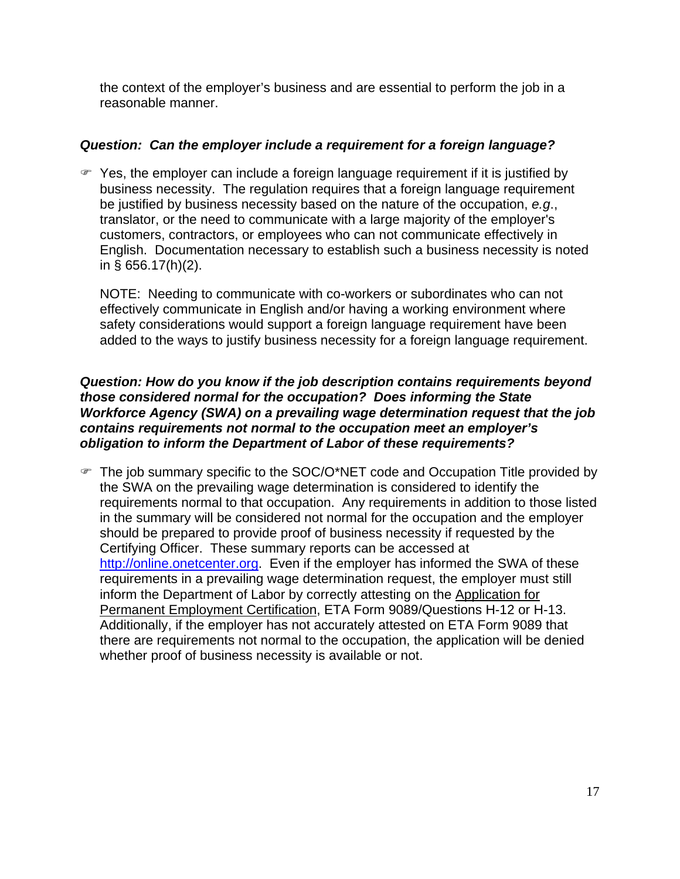the context of the employer's business and are essential to perform the job in a reasonable manner.

***Question: Can the employer include a requirement for a foreign language?***

☞ Yes, the employer can include a foreign language requirement if it is justified by business necessity. The regulation requires that a foreign language requirement be justified by business necessity based on the nature of the occupation, *e.g.*, translator, or the need to communicate with a large majority of the employer's customers, contractors, or employees who can not communicate effectively in English. Documentation necessary to establish such a business necessity is noted in § 656.17(h)(2).

NOTE: Needing to communicate with co-workers or subordinates who can not effectively communicate in English and/or having a working environment where safety considerations would support a foreign language requirement have been added to the ways to justify business necessity for a foreign language requirement.

***Question: How do you know if the job description contains requirements beyond those considered normal for the occupation? Does informing the State Workforce Agency (SWA) on a prevailing wage determination request that the job contains requirements not normal to the occupation meet an employer's obligation to inform the Department of Labor of these requirements?***

☞ The job summary specific to the SOC/O*NET code and Occupation Title provided by the SWA on the prevailing wage determination is considered to identify the requirements normal to that occupation. Any requirements in addition to those listed in the summary will be considered not normal for the occupation and the employer should be prepared to provide proof of business necessity if requested by the Certifying Officer. These summary reports can be accessed at http://online.onetcenter.org. Even if the employer has informed the SWA of these requirements in a prevailing wage determination request, the employer must still inform the Department of Labor by correctly attesting on the Application for Permanent Employment Certification, ETA Form 9089/Questions H-12 or H-13. Additionally, if the employer has not accurately attested on ETA Form 9089 that there are requirements not normal to the occupation, the application will be denied whether proof of business necessity is available or not.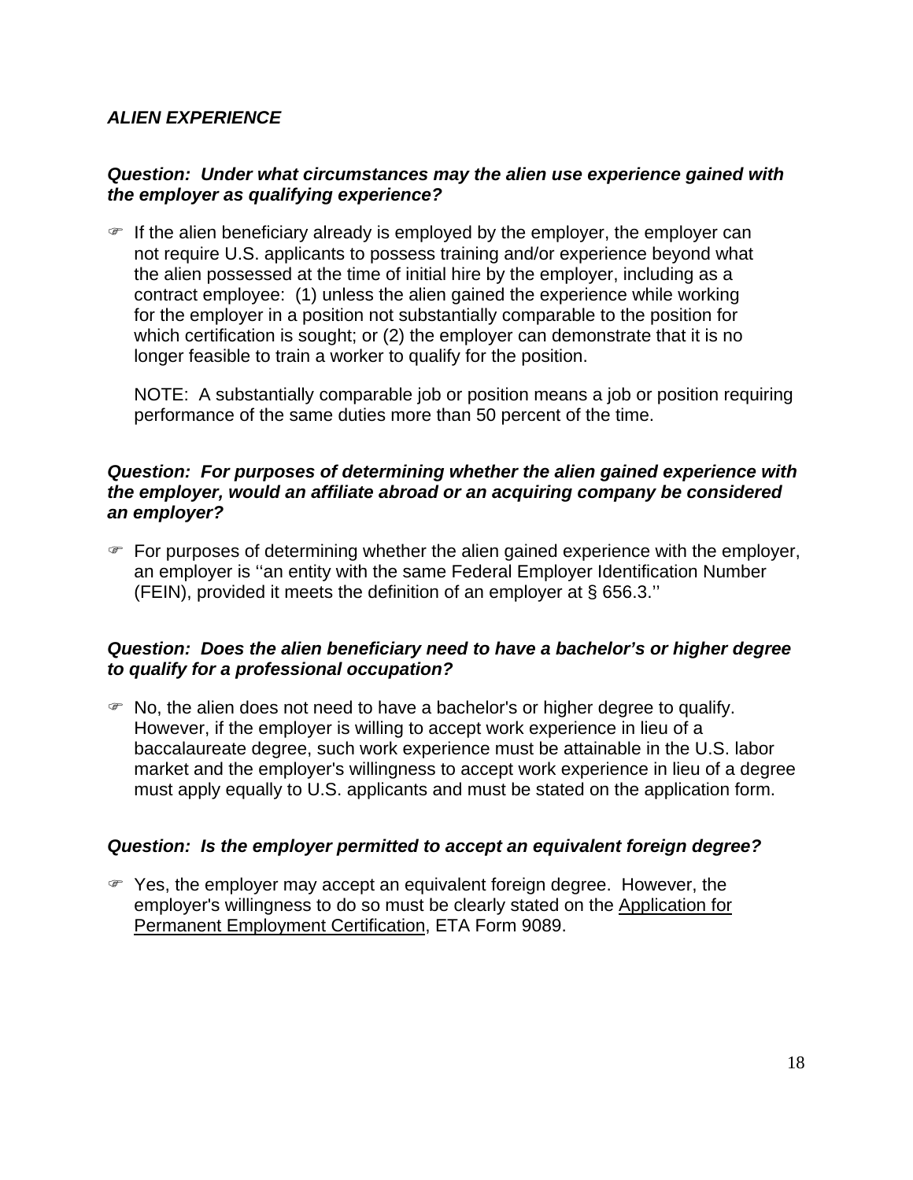### *ALIEN EXPERIENCE*

***Question: Under what circumstances may the alien use experience gained with the employer as qualifying experience?***

- ☞ If the alien beneficiary already is employed by the employer, the employer can not require U.S. applicants to possess training and/or experience beyond what the alien possessed at the time of initial hire by the employer, including as a contract employee: (1) unless the alien gained the experience while working for the employer in a position not substantially comparable to the position for which certification is sought; or (2) the employer can demonstrate that it is no longer feasible to train a worker to qualify for the position.

  NOTE: A substantially comparable job or position means a job or position requiring performance of the same duties more than 50 percent of the time.

***Question: For purposes of determining whether the alien gained experience with the employer, would an affiliate abroad or an acquiring company be considered an employer?***

- ☞ For purposes of determining whether the alien gained experience with the employer, an employer is ''an entity with the same Federal Employer Identification Number (FEIN), provided it meets the definition of an employer at § 656.3.''

***Question: Does the alien beneficiary need to have a bachelor's or higher degree to qualify for a professional occupation?***

- ☞ No, the alien does not need to have a bachelor's or higher degree to qualify. However, if the employer is willing to accept work experience in lieu of a baccalaureate degree, such work experience must be attainable in the U.S. labor market and the employer's willingness to accept work experience in lieu of a degree must apply equally to U.S. applicants and must be stated on the application form.

***Question: Is the employer permitted to accept an equivalent foreign degree?***

- ☞ Yes, the employer may accept an equivalent foreign degree. However, the employer's willingness to do so must be clearly stated on the Application for Permanent Employment Certification, ETA Form 9089.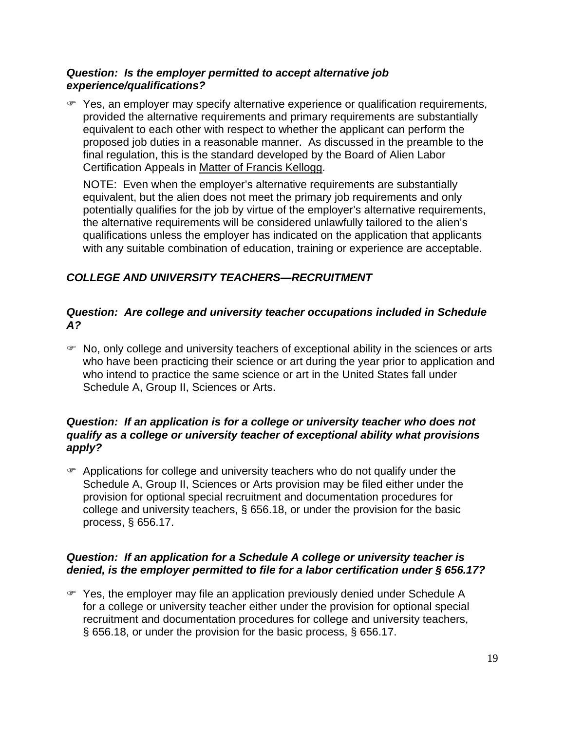***Question: Is the employer permitted to accept alternative job experience/qualifications?***

- ☞ Yes, an employer may specify alternative experience or qualification requirements, provided the alternative requirements and primary requirements are substantially equivalent to each other with respect to whether the applicant can perform the proposed job duties in a reasonable manner. As discussed in the preamble to the final regulation, this is the standard developed by the Board of Alien Labor Certification Appeals in Matter of Francis Kellogg.

  NOTE: Even when the employer's alternative requirements are substantially equivalent, but the alien does not meet the primary job requirements and only potentially qualifies for the job by virtue of the employer's alternative requirements, the alternative requirements will be considered unlawfully tailored to the alien's qualifications unless the employer has indicated on the application that applicants with any suitable combination of education, training or experience are acceptable.

***COLLEGE AND UNIVERSITY TEACHERS—RECRUITMENT***

***Question: Are college and university teacher occupations included in Schedule A?***

- ☞ No, only college and university teachers of exceptional ability in the sciences or arts who have been practicing their science or art during the year prior to application and who intend to practice the same science or art in the United States fall under Schedule A, Group II, Sciences or Arts.

***Question: If an application is for a college or university teacher who does not qualify as a college or university teacher of exceptional ability what provisions apply?***

- ☞ Applications for college and university teachers who do not qualify under the Schedule A, Group II, Sciences or Arts provision may be filed either under the provision for optional special recruitment and documentation procedures for college and university teachers, § 656.18, or under the provision for the basic process, § 656.17.

***Question: If an application for a Schedule A college or university teacher is denied, is the employer permitted to file for a labor certification under § 656.17?***

- ☞ Yes, the employer may file an application previously denied under Schedule A for a college or university teacher either under the provision for optional special recruitment and documentation procedures for college and university teachers, § 656.18, or under the provision for the basic process, § 656.17.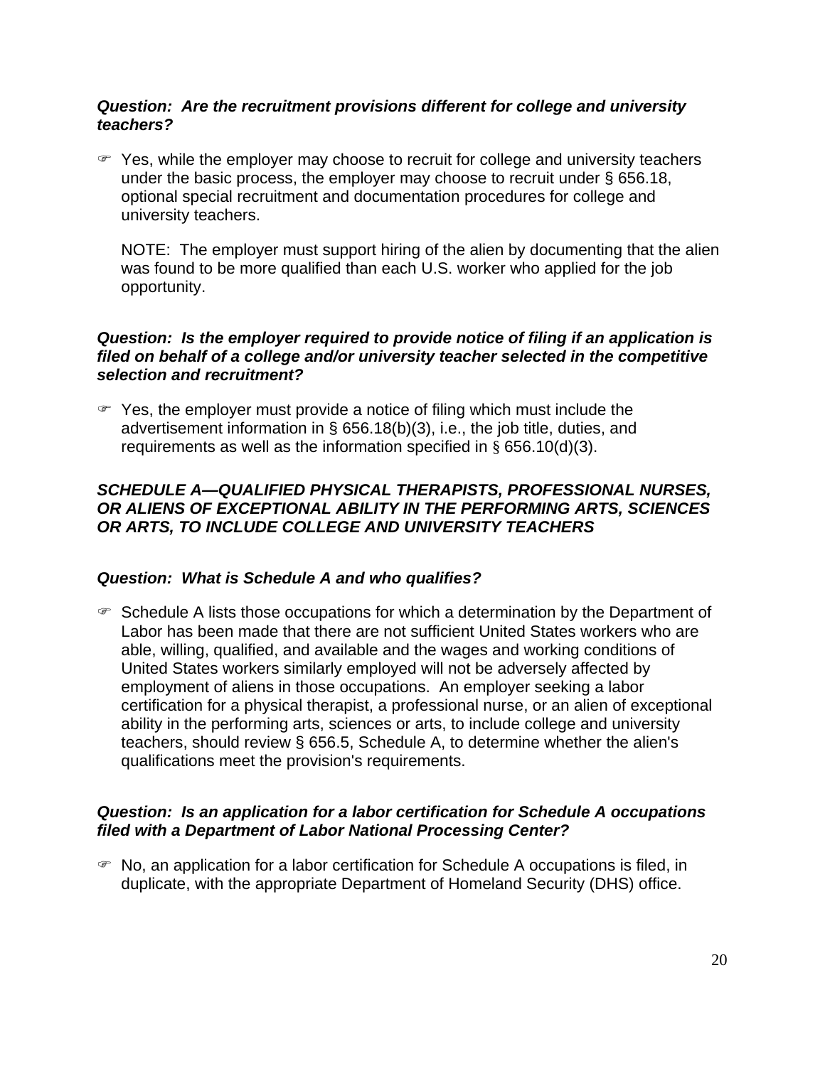***Question: Are the recruitment provisions different for college and university teachers?***

☞ Yes, while the employer may choose to recruit for college and university teachers under the basic process, the employer may choose to recruit under § 656.18, optional special recruitment and documentation procedures for college and university teachers.

  NOTE: The employer must support hiring of the alien by documenting that the alien was found to be more qualified than each U.S. worker who applied for the job opportunity.

***Question: Is the employer required to provide notice of filing if an application is filed on behalf of a college and/or university teacher selected in the competitive selection and recruitment?***

☞ Yes, the employer must provide a notice of filing which must include the advertisement information in § 656.18(b)(3), i.e., the job title, duties, and requirements as well as the information specified in § 656.10(d)(3).

***SCHEDULE A—QUALIFIED PHYSICAL THERAPISTS, PROFESSIONAL NURSES, OR ALIENS OF EXCEPTIONAL ABILITY IN THE PERFORMING ARTS, SCIENCES OR ARTS, TO INCLUDE COLLEGE AND UNIVERSITY TEACHERS***

***Question: What is Schedule A and who qualifies?***

☞ Schedule A lists those occupations for which a determination by the Department of Labor has been made that there are not sufficient United States workers who are able, willing, qualified, and available and the wages and working conditions of United States workers similarly employed will not be adversely affected by employment of aliens in those occupations. An employer seeking a labor certification for a physical therapist, a professional nurse, or an alien of exceptional ability in the performing arts, sciences or arts, to include college and university teachers, should review § 656.5, Schedule A, to determine whether the alien's qualifications meet the provision's requirements.

***Question: Is an application for a labor certification for Schedule A occupations filed with a Department of Labor National Processing Center?***

☞ No, an application for a labor certification for Schedule A occupations is filed, in duplicate, with the appropriate Department of Homeland Security (DHS) office.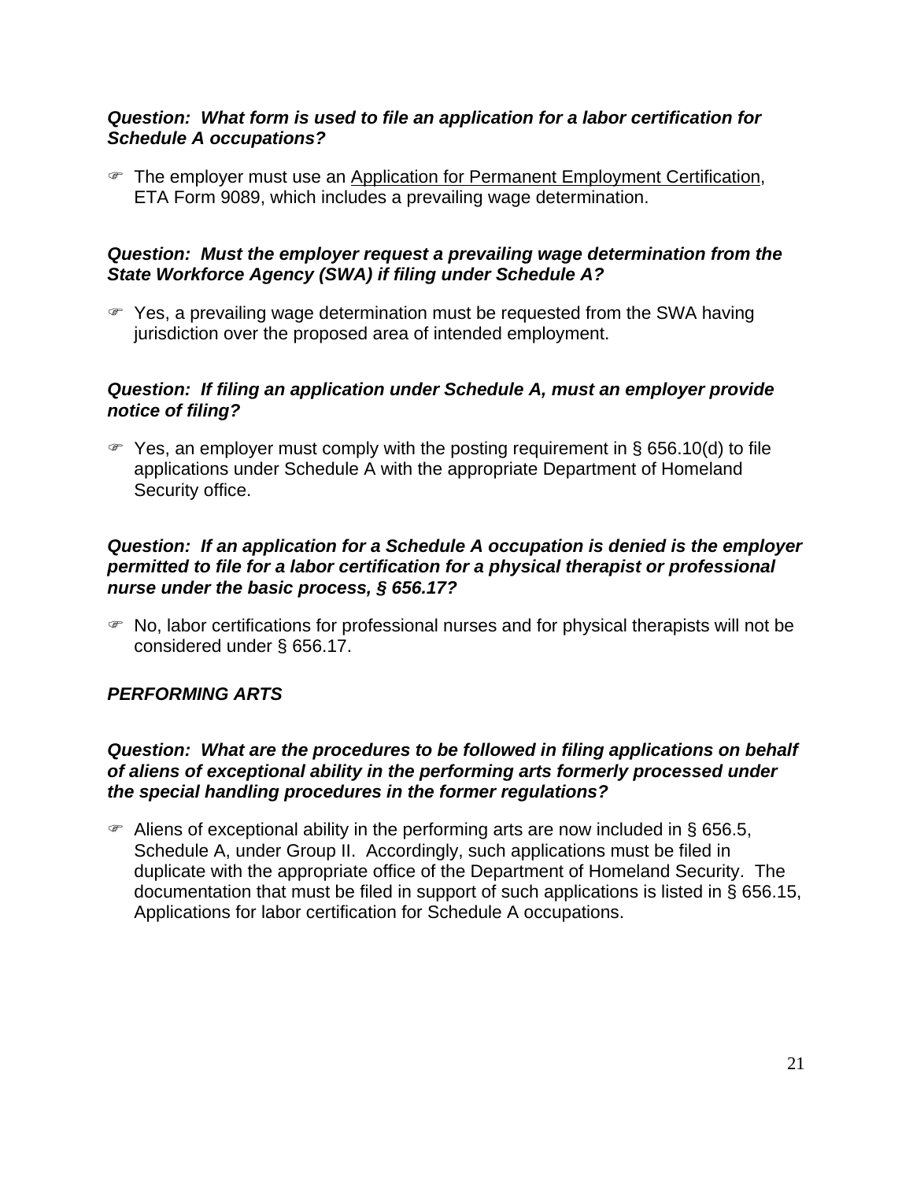***Question: What form is used to file an application for a labor certification for Schedule A occupations?***

☞ The employer must use an Application for Permanent Employment Certification, ETA Form 9089, which includes a prevailing wage determination.

***Question: Must the employer request a prevailing wage determination from the State Workforce Agency (SWA) if filing under Schedule A?***

☞ Yes, a prevailing wage determination must be requested from the SWA having jurisdiction over the proposed area of intended employment.

***Question: If filing an application under Schedule A, must an employer provide notice of filing?***

☞ Yes, an employer must comply with the posting requirement in § 656.10(d) to file applications under Schedule A with the appropriate Department of Homeland Security office.

***Question: If an application for a Schedule A occupation is denied is the employer permitted to file for a labor certification for a physical therapist or professional nurse under the basic process, § 656.17?***

☞ No, labor certifications for professional nurses and for physical therapists will not be considered under § 656.17.

***PERFORMING ARTS***

***Question: What are the procedures to be followed in filing applications on behalf of aliens of exceptional ability in the performing arts formerly processed under the special handling procedures in the former regulations?***

☞ Aliens of exceptional ability in the performing arts are now included in § 656.5, Schedule A, under Group II. Accordingly, such applications must be filed in duplicate with the appropriate office of the Department of Homeland Security. The documentation that must be filed in support of such applications is listed in § 656.15, Applications for labor certification for Schedule A occupations.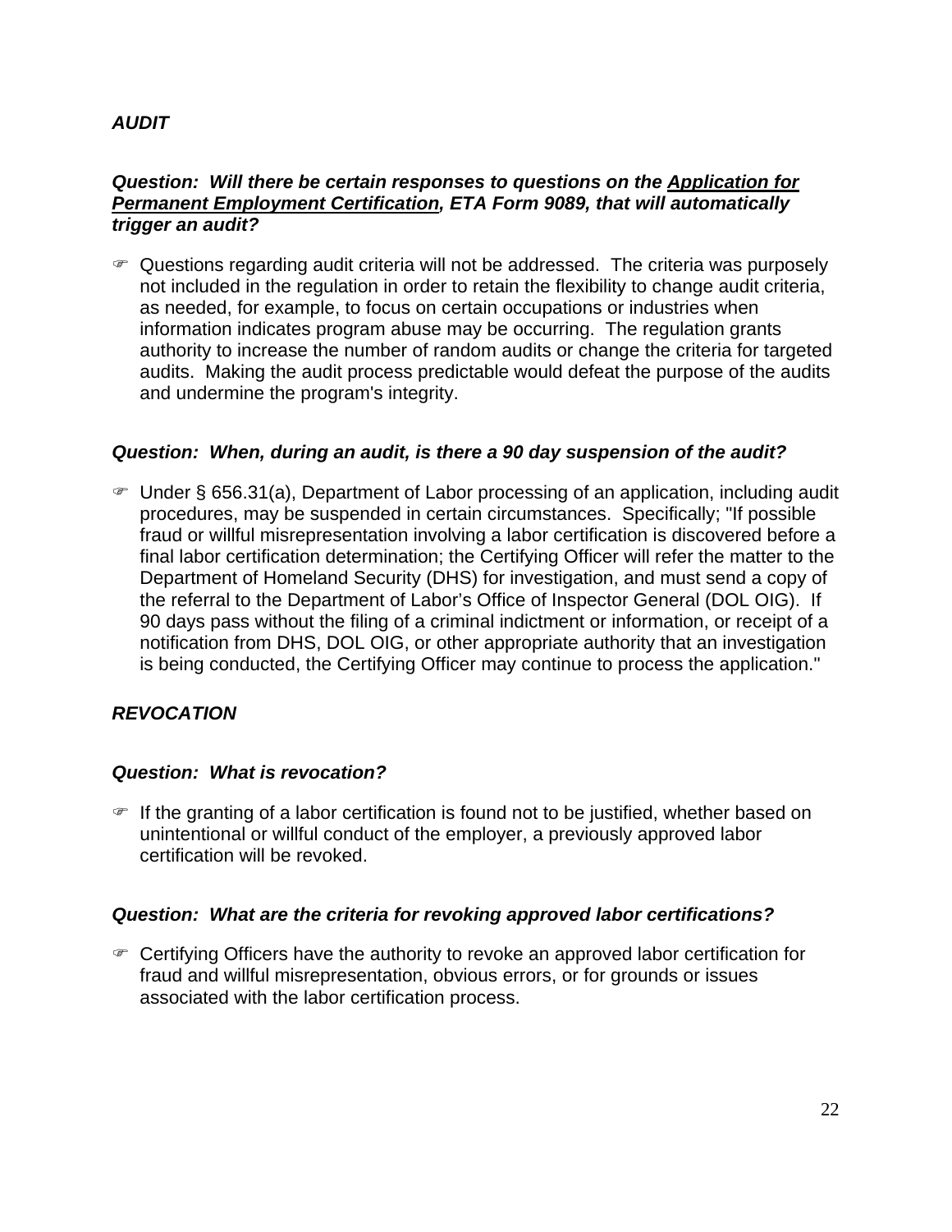***AUDIT***

***Question: Will there be certain responses to questions on the Application for Permanent Employment Certification, ETA Form 9089, that will automatically trigger an audit?***

- Questions regarding audit criteria will not be addressed. The criteria was purposely not included in the regulation in order to retain the flexibility to change audit criteria, as needed, for example, to focus on certain occupations or industries when information indicates program abuse may be occurring. The regulation grants authority to increase the number of random audits or change the criteria for targeted audits. Making the audit process predictable would defeat the purpose of the audits and undermine the program's integrity.

***Question: When, during an audit, is there a 90 day suspension of the audit?***

- Under § 656.31(a), Department of Labor processing of an application, including audit procedures, may be suspended in certain circumstances. Specifically; "If possible fraud or willful misrepresentation involving a labor certification is discovered before a final labor certification determination; the Certifying Officer will refer the matter to the Department of Homeland Security (DHS) for investigation, and must send a copy of the referral to the Department of Labor's Office of Inspector General (DOL OIG). If 90 days pass without the filing of a criminal indictment or information, or receipt of a notification from DHS, DOL OIG, or other appropriate authority that an investigation is being conducted, the Certifying Officer may continue to process the application."

***REVOCATION***

***Question: What is revocation?***

- If the granting of a labor certification is found not to be justified, whether based on unintentional or willful conduct of the employer, a previously approved labor certification will be revoked.

***Question: What are the criteria for revoking approved labor certifications?***

- Certifying Officers have the authority to revoke an approved labor certification for fraud and willful misrepresentation, obvious errors, or for grounds or issues associated with the labor certification process.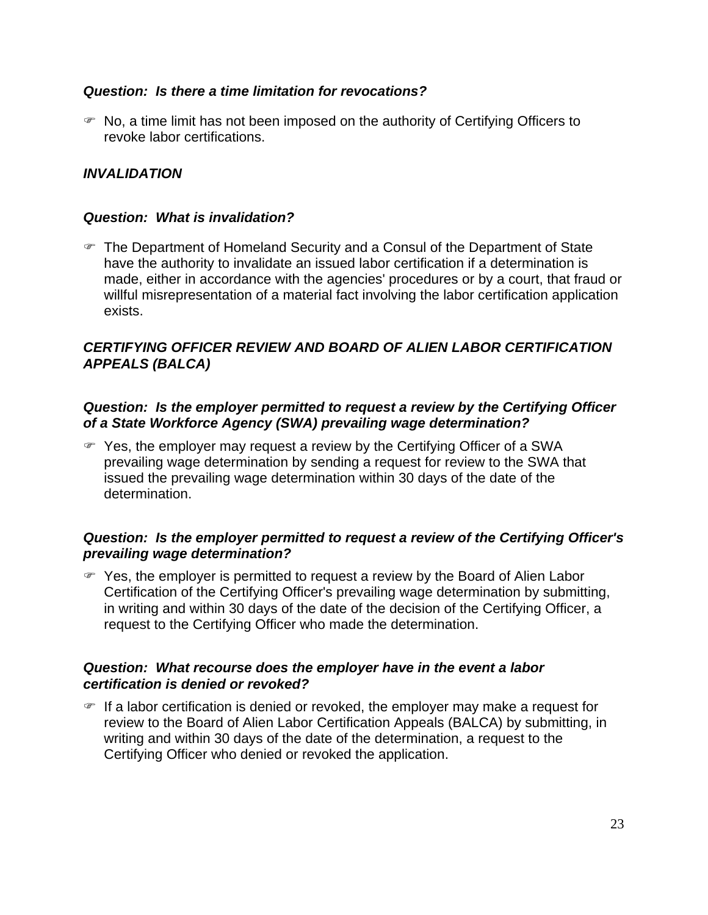***Question: Is there a time limitation for revocations?***

- No, a time limit has not been imposed on the authority of Certifying Officers to revoke labor certifications.

## *INVALIDATION*

***Question: What is invalidation?***

- The Department of Homeland Security and a Consul of the Department of State have the authority to invalidate an issued labor certification if a determination is made, either in accordance with the agencies' procedures or by a court, that fraud or willful misrepresentation of a material fact involving the labor certification application exists.

## *CERTIFYING OFFICER REVIEW AND BOARD OF ALIEN LABOR CERTIFICATION APPEALS (BALCA)*

***Question: Is the employer permitted to request a review by the Certifying Officer of a State Workforce Agency (SWA) prevailing wage determination?***

- Yes, the employer may request a review by the Certifying Officer of a SWA prevailing wage determination by sending a request for review to the SWA that issued the prevailing wage determination within 30 days of the date of the determination.

***Question: Is the employer permitted to request a review of the Certifying Officer's prevailing wage determination?***

- Yes, the employer is permitted to request a review by the Board of Alien Labor Certification of the Certifying Officer's prevailing wage determination by submitting, in writing and within 30 days of the date of the decision of the Certifying Officer, a request to the Certifying Officer who made the determination.

***Question: What recourse does the employer have in the event a labor certification is denied or revoked?***

- If a labor certification is denied or revoked, the employer may make a request for review to the Board of Alien Labor Certification Appeals (BALCA) by submitting, in writing and within 30 days of the date of the determination, a request to the Certifying Officer who denied or revoked the application.